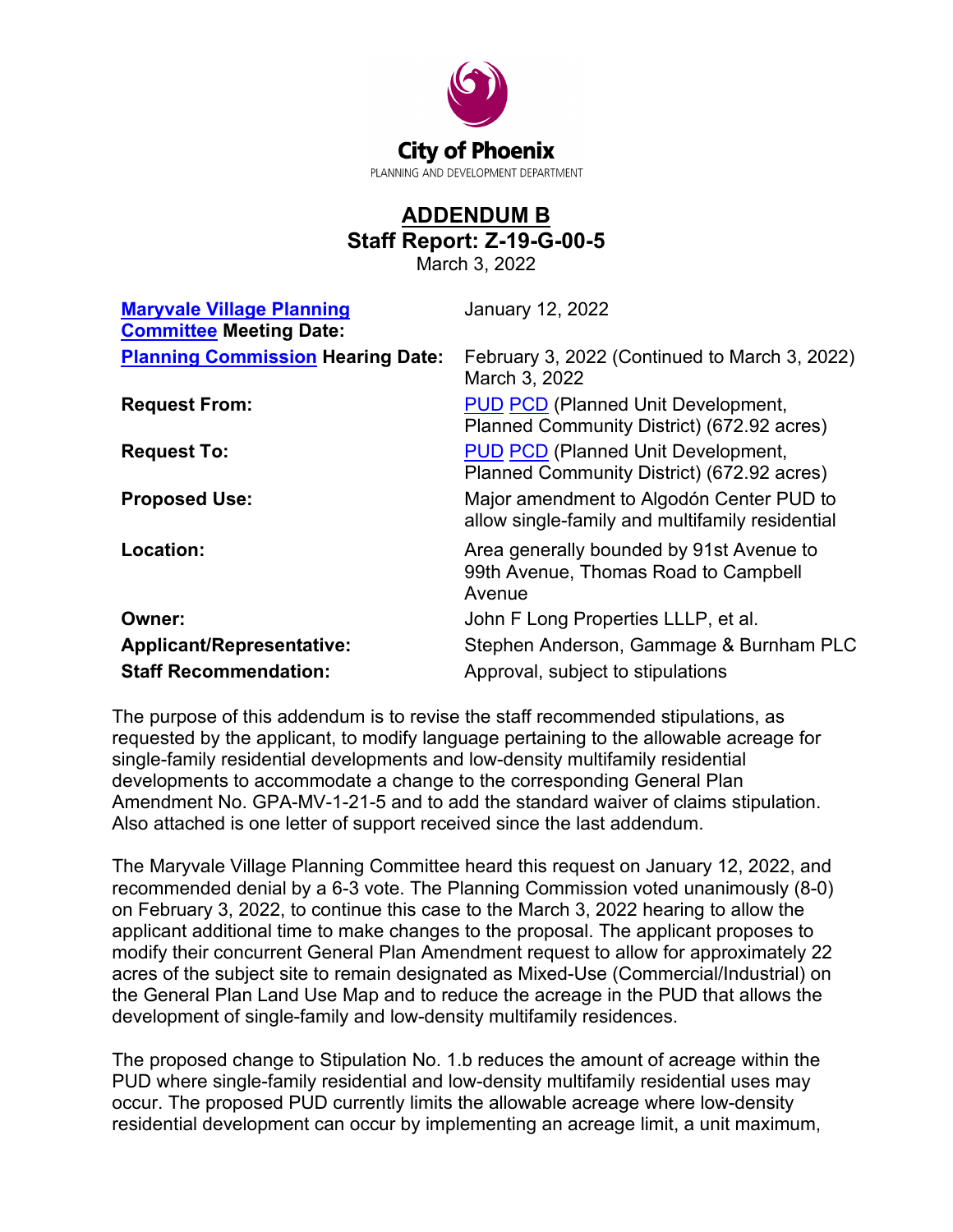City of Phoenix

PLANNING AND DEVELOPMENT DEPARTMENT

# ADDENDUM B

## Staff Report: Z-19-G-00-5

March 3, 2022

| | |
|---|---|
| **Maryvale Village Planning Committee Meeting Date:** | January 12, 2022 |
| **Planning Commission Hearing Date:** | February 3, 2022 (Continued to March 3, 2022) March 3, 2022 |
| **Request From:** | PUD PCD (Planned Unit Development, Planned Community District) (672.92 acres) |
| **Request To:** | PUD PCD (Planned Unit Development, Planned Community District) (672.92 acres) |
| **Proposed Use:** | Major amendment to Algodón Center PUD to allow single-family and multifamily residential |
| **Location:** | Area generally bounded by 91st Avenue to 99th Avenue, Thomas Road to Campbell Avenue |
| **Owner:** | John F Long Properties LLLP, et al. |
| **Applicant/Representative:** | Stephen Anderson, Gammage & Burnham PLC |
| **Staff Recommendation:** | Approval, subject to stipulations |

The purpose of this addendum is to revise the staff recommended stipulations, as requested by the applicant, to modify language pertaining to the allowable acreage for single-family residential developments and low-density multifamily residential developments to accommodate a change to the corresponding General Plan Amendment No. GPA-MV-1-21-5 and to add the standard waiver of claims stipulation. Also attached is one letter of support received since the last addendum.

The Maryvale Village Planning Committee heard this request on January 12, 2022, and recommended denial by a 6-3 vote. The Planning Commission voted unanimously (8-0) on February 3, 2022, to continue this case to the March 3, 2022 hearing to allow the applicant additional time to make changes to the proposal. The applicant proposes to modify their concurrent General Plan Amendment request to allow for approximately 22 acres of the subject site to remain designated as Mixed-Use (Commercial/Industrial) on the General Plan Land Use Map and to reduce the acreage in the PUD that allows the development of single-family and low-density multifamily residences.

The proposed change to Stipulation No. 1.b reduces the amount of acreage within the PUD where single-family residential and low-density multifamily residential uses may occur. The proposed PUD currently limits the allowable acreage where low-density residential development can occur by implementing an acreage limit, a unit maximum,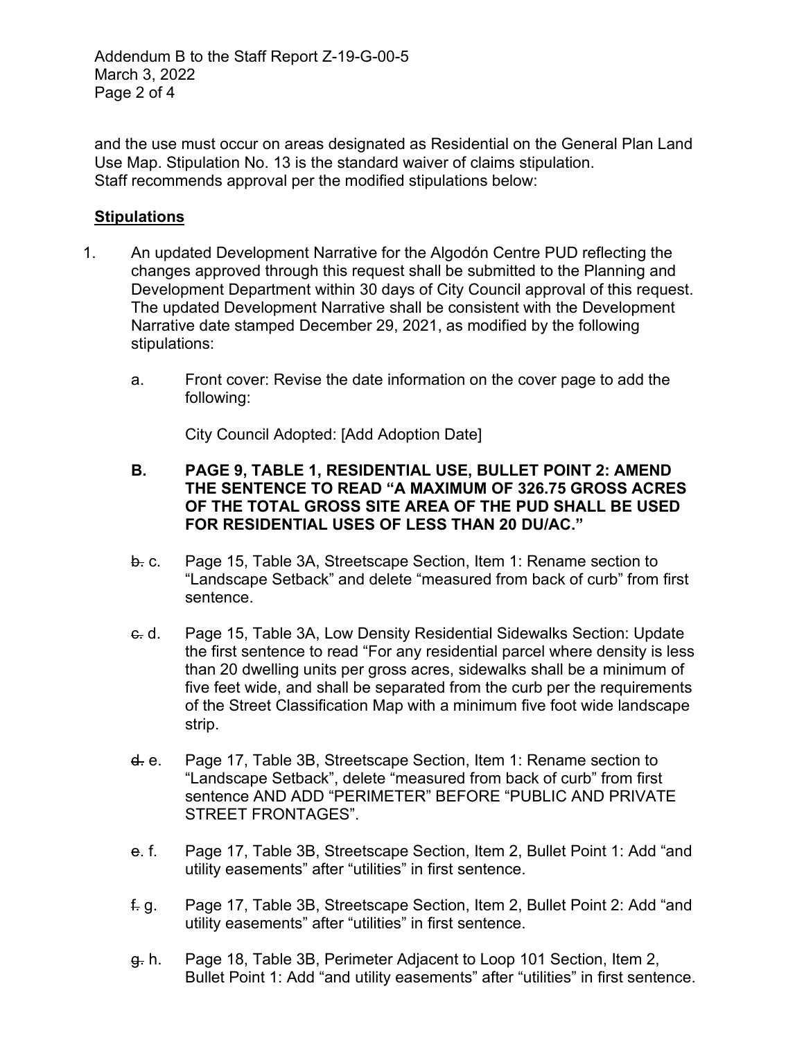and the use must occur on areas designated as Residential on the General Plan Land Use Map. Stipulation No. 13 is the standard waiver of claims stipulation.
Staff recommends approval per the modified stipulations below:

## Stipulations

1. An updated Development Narrative for the Algodón Centre PUD reflecting the changes approved through this request shall be submitted to the Planning and Development Department within 30 days of City Council approval of this request. The updated Development Narrative shall be consistent with the Development Narrative date stamped December 29, 2021, as modified by the following stipulations:

   a. Front cover: Revise the date information on the cover page to add the following:

      City Council Adopted: [Add Adoption Date]

   **B. PAGE 9, TABLE 1, RESIDENTIAL USE, BULLET POINT 2: AMEND THE SENTENCE TO READ "A MAXIMUM OF 326.75 GROSS ACRES OF THE TOTAL GROSS SITE AREA OF THE PUD SHALL BE USED FOR RESIDENTIAL USES OF LESS THAN 20 DU/AC."**

   ~~b.~~ c. Page 15, Table 3A, Streetscape Section, Item 1: Rename section to "Landscape Setback" and delete "measured from back of curb" from first sentence.

   ~~c.~~ d. Page 15, Table 3A, Low Density Residential Sidewalks Section: Update the first sentence to read "For any residential parcel where density is less than 20 dwelling units per gross acres, sidewalks shall be a minimum of five feet wide, and shall be separated from the curb per the requirements of the Street Classification Map with a minimum five foot wide landscape strip.

   ~~d.~~ e. Page 17, Table 3B, Streetscape Section, Item 1: Rename section to "Landscape Setback", delete "measured from back of curb" from first sentence AND ADD "PERIMETER" BEFORE "PUBLIC AND PRIVATE STREET FRONTAGES".

   ~~e.~~ f. Page 17, Table 3B, Streetscape Section, Item 2, Bullet Point 1: Add "and utility easements" after "utilities" in first sentence.

   ~~f.~~ g. Page 17, Table 3B, Streetscape Section, Item 2, Bullet Point 2: Add "and utility easements" after "utilities" in first sentence.

   ~~g.~~ h. Page 18, Table 3B, Perimeter Adjacent to Loop 101 Section, Item 2, Bullet Point 1: Add "and utility easements" after "utilities" in first sentence.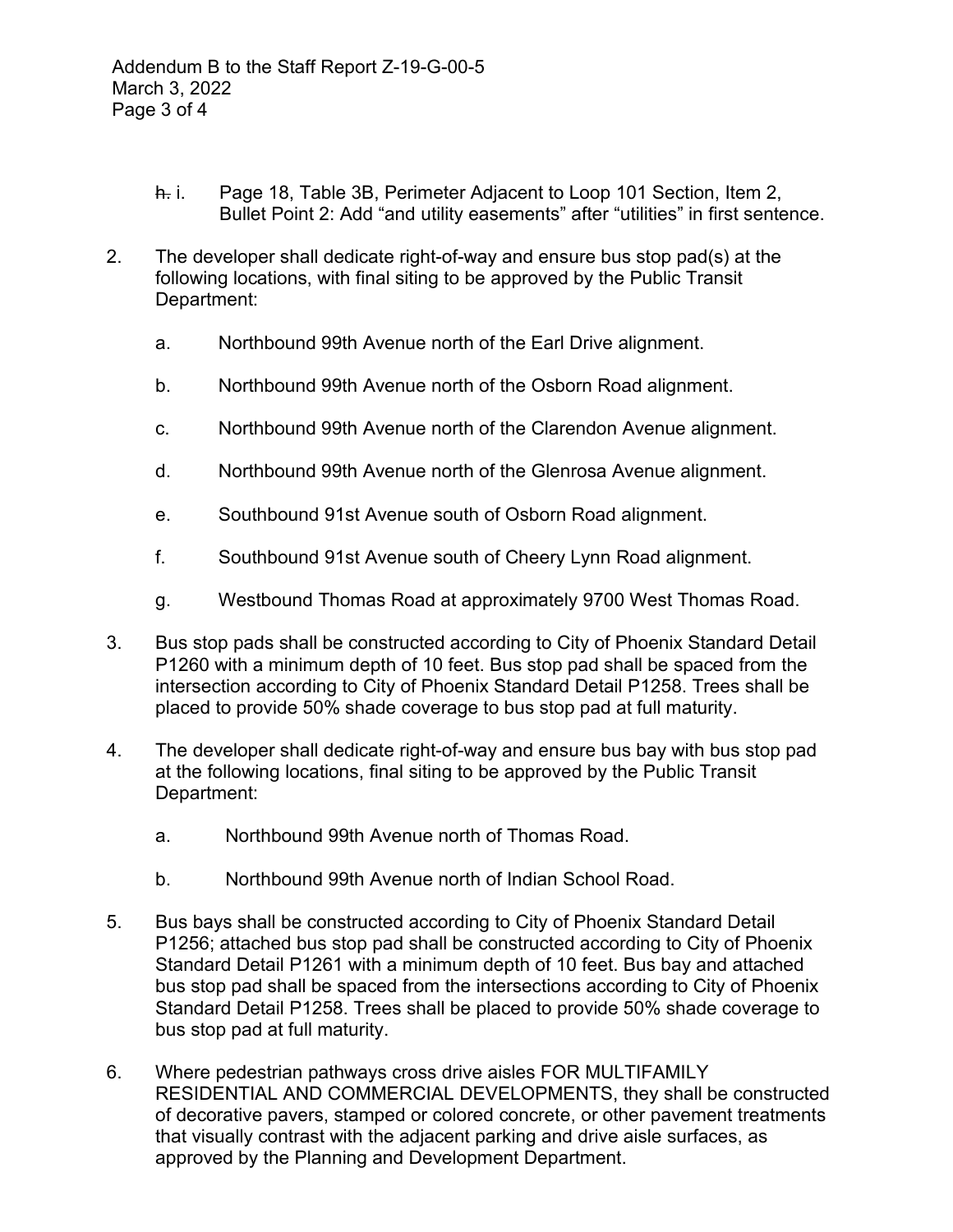~~h.~~ i. Page 18, Table 3B, Perimeter Adjacent to Loop 101 Section, Item 2, Bullet Point 2: Add "and utility easements" after "utilities" in first sentence.

2. The developer shall dedicate right-of-way and ensure bus stop pad(s) at the following locations, with final siting to be approved by the Public Transit Department:

   a. Northbound 99th Avenue north of the Earl Drive alignment.

   b. Northbound 99th Avenue north of the Osborn Road alignment.

   c. Northbound 99th Avenue north of the Clarendon Avenue alignment.

   d. Northbound 99th Avenue north of the Glenrosa Avenue alignment.

   e. Southbound 91st Avenue south of Osborn Road alignment.

   f. Southbound 91st Avenue south of Cheery Lynn Road alignment.

   g. Westbound Thomas Road at approximately 9700 West Thomas Road.

3. Bus stop pads shall be constructed according to City of Phoenix Standard Detail P1260 with a minimum depth of 10 feet. Bus stop pad shall be spaced from the intersection according to City of Phoenix Standard Detail P1258. Trees shall be placed to provide 50% shade coverage to bus stop pad at full maturity.

4. The developer shall dedicate right-of-way and ensure bus bay with bus stop pad at the following locations, final siting to be approved by the Public Transit Department:

   a. Northbound 99th Avenue north of Thomas Road.

   b. Northbound 99th Avenue north of Indian School Road.

5. Bus bays shall be constructed according to City of Phoenix Standard Detail P1256; attached bus stop pad shall be constructed according to City of Phoenix Standard Detail P1261 with a minimum depth of 10 feet. Bus bay and attached bus stop pad shall be spaced from the intersections according to City of Phoenix Standard Detail P1258. Trees shall be placed to provide 50% shade coverage to bus stop pad at full maturity.

6. Where pedestrian pathways cross drive aisles FOR MULTIFAMILY RESIDENTIAL AND COMMERCIAL DEVELOPMENTS, they shall be constructed of decorative pavers, stamped or colored concrete, or other pavement treatments that visually contrast with the adjacent parking and drive aisle surfaces, as approved by the Planning and Development Department.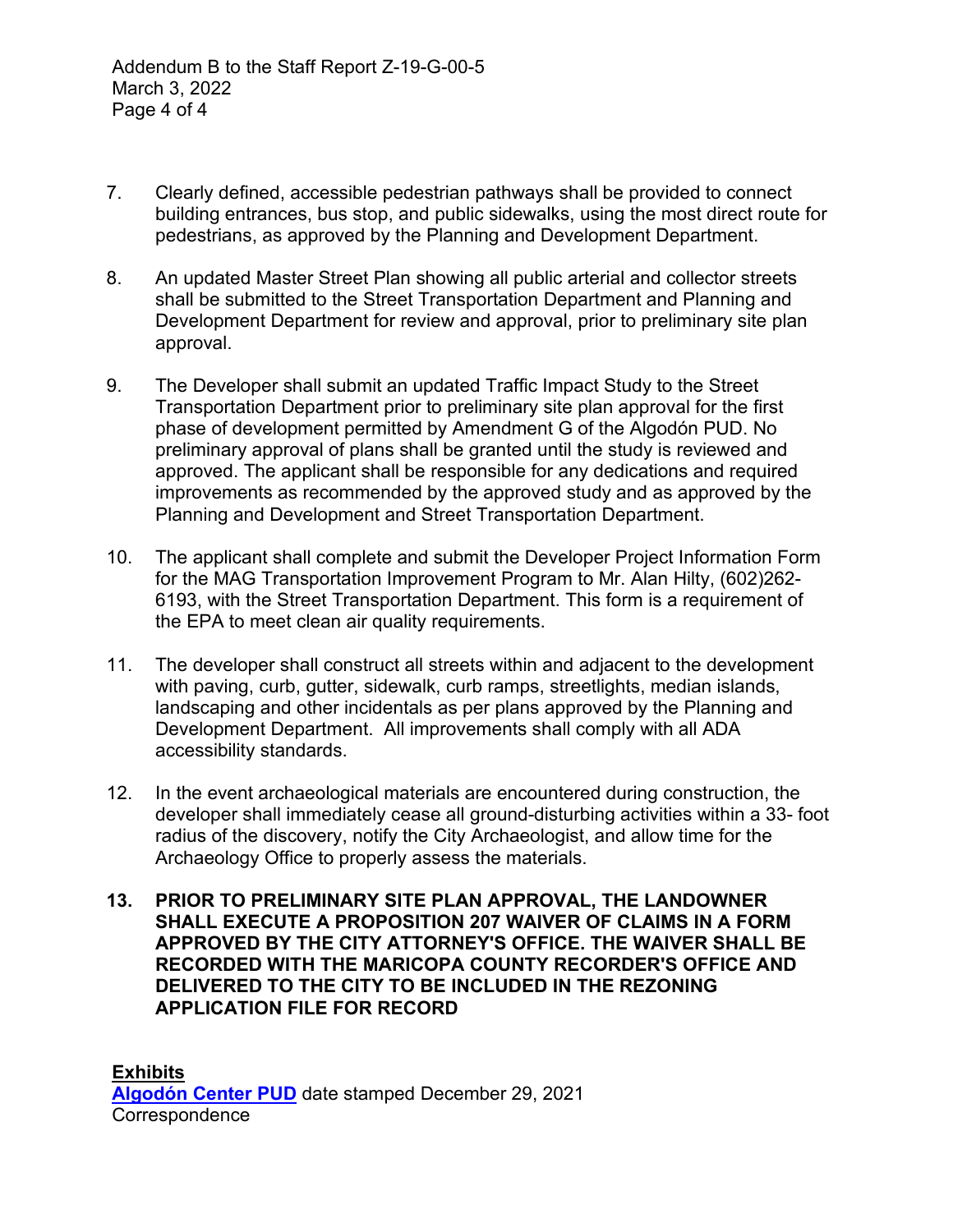7. Clearly defined, accessible pedestrian pathways shall be provided to connect building entrances, bus stop, and public sidewalks, using the most direct route for pedestrians, as approved by the Planning and Development Department.

8. An updated Master Street Plan showing all public arterial and collector streets shall be submitted to the Street Transportation Department and Planning and Development Department for review and approval, prior to preliminary site plan approval.

9. The Developer shall submit an updated Traffic Impact Study to the Street Transportation Department prior to preliminary site plan approval for the first phase of development permitted by Amendment G of the Algodón PUD. No preliminary approval of plans shall be granted until the study is reviewed and approved. The applicant shall be responsible for any dedications and required improvements as recommended by the approved study and as approved by the Planning and Development and Street Transportation Department.

10. The applicant shall complete and submit the Developer Project Information Form for the MAG Transportation Improvement Program to Mr. Alan Hilty, (602)262-6193, with the Street Transportation Department. This form is a requirement of the EPA to meet clean air quality requirements.

11. The developer shall construct all streets within and adjacent to the development with paving, curb, gutter, sidewalk, curb ramps, streetlights, median islands, landscaping and other incidentals as per plans approved by the Planning and Development Department. All improvements shall comply with all ADA accessibility standards.

12. In the event archaeological materials are encountered during construction, the developer shall immediately cease all ground-disturbing activities within a 33- foot radius of the discovery, notify the City Archaeologist, and allow time for the Archaeology Office to properly assess the materials.

**13. PRIOR TO PRELIMINARY SITE PLAN APPROVAL, THE LANDOWNER SHALL EXECUTE A PROPOSITION 207 WAIVER OF CLAIMS IN A FORM APPROVED BY THE CITY ATTORNEY'S OFFICE. THE WAIVER SHALL BE RECORDED WITH THE MARICOPA COUNTY RECORDER'S OFFICE AND DELIVERED TO THE CITY TO BE INCLUDED IN THE REZONING APPLICATION FILE FOR RECORD**

**Exhibits**
**Algodón Center PUD** date stamped December 29, 2021
Correspondence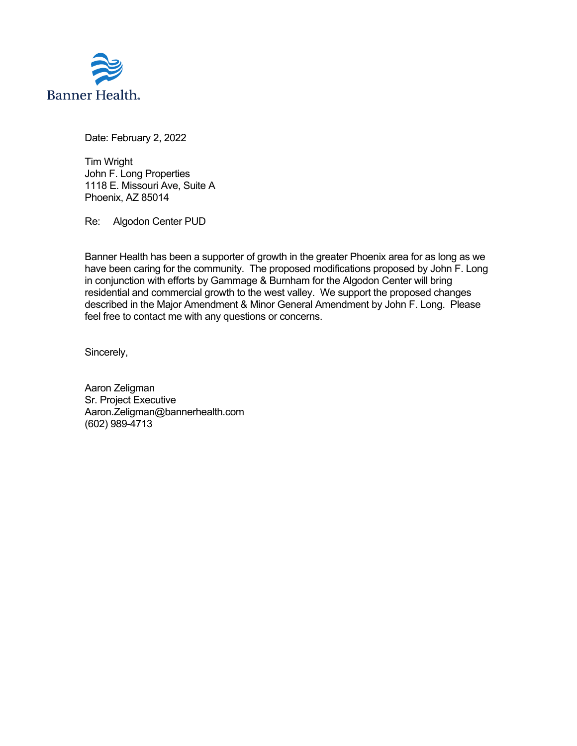Banner Health.

Date: February 2, 2022

Tim Wright
John F. Long Properties
1118 E. Missouri Ave, Suite A
Phoenix, AZ 85014

Re: Algodon Center PUD

Banner Health has been a supporter of growth in the greater Phoenix area for as long as we have been caring for the community. The proposed modifications proposed by John F. Long in conjunction with efforts by Gammage & Burnham for the Algodon Center will bring residential and commercial growth to the west valley. We support the proposed changes described in the Major Amendment & Minor General Amendment by John F. Long. Please feel free to contact me with any questions or concerns.

Sincerely,

Aaron Zeligman
Sr. Project Executive
Aaron.Zeligman@bannerhealth.com
(602) 989-4713